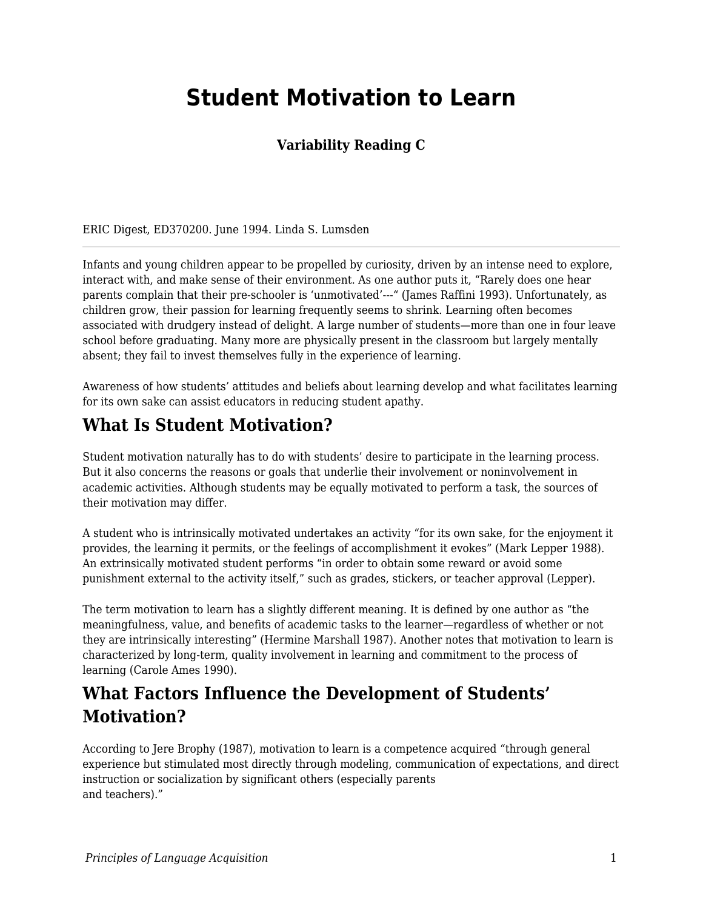# Student Motivation to Learn

### Variability Reading C

ERIC Digest, ED370200. June 1994. Linda S. Lumsden

---

Infants and young children appear to be propelled by curiosity, driven by an intense need to explore, interact with, and make sense of their environment. As one author puts it, "Rarely does one hear parents complain that their pre-schooler is 'unmotivated'---" (James Raffini 1993). Unfortunately, as children grow, their passion for learning frequently seems to shrink. Learning often becomes associated with drudgery instead of delight. A large number of students—more than one in four leave school before graduating. Many more are physically present in the classroom but largely mentally absent; they fail to invest themselves fully in the experience of learning.

Awareness of how students' attitudes and beliefs about learning develop and what facilitates learning for its own sake can assist educators in reducing student apathy.

## What Is Student Motivation?

Student motivation naturally has to do with students' desire to participate in the learning process. But it also concerns the reasons or goals that underlie their involvement or noninvolvement in academic activities. Although students may be equally motivated to perform a task, the sources of their motivation may differ.

A student who is intrinsically motivated undertakes an activity "for its own sake, for the enjoyment it provides, the learning it permits, or the feelings of accomplishment it evokes" (Mark Lepper 1988). An extrinsically motivated student performs "in order to obtain some reward or avoid some punishment external to the activity itself," such as grades, stickers, or teacher approval (Lepper).

The term motivation to learn has a slightly different meaning. It is defined by one author as "the meaningfulness, value, and benefits of academic tasks to the learner—regardless of whether or not they are intrinsically interesting" (Hermine Marshall 1987). Another notes that motivation to learn is characterized by long-term, quality involvement in learning and commitment to the process of learning (Carole Ames 1990).

## What Factors Influence the Development of Students' Motivation?

According to Jere Brophy (1987), motivation to learn is a competence acquired "through general experience but stimulated most directly through modeling, communication of expectations, and direct instruction or socialization by significant others (especially parents and teachers)."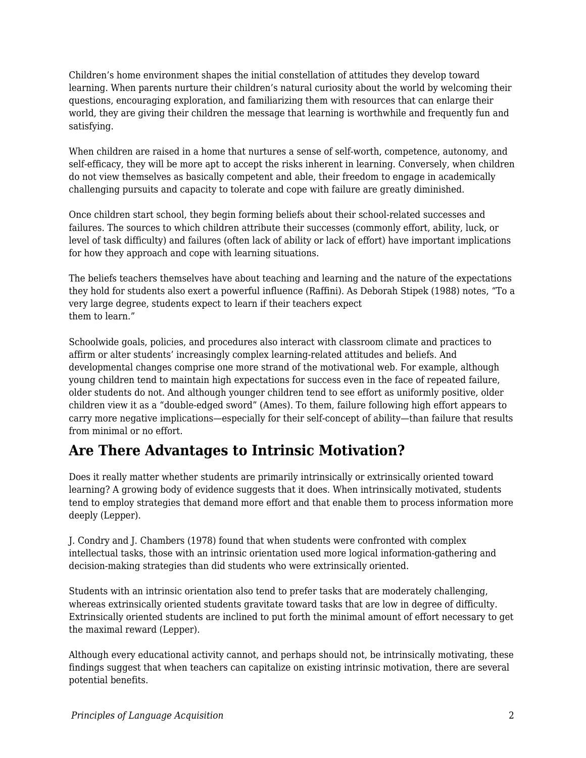Children's home environment shapes the initial constellation of attitudes they develop toward learning. When parents nurture their children's natural curiosity about the world by welcoming their questions, encouraging exploration, and familiarizing them with resources that can enlarge their world, they are giving their children the message that learning is worthwhile and frequently fun and satisfying.

When children are raised in a home that nurtures a sense of self-worth, competence, autonomy, and self-efficacy, they will be more apt to accept the risks inherent in learning. Conversely, when children do not view themselves as basically competent and able, their freedom to engage in academically challenging pursuits and capacity to tolerate and cope with failure are greatly diminished.

Once children start school, they begin forming beliefs about their school-related successes and failures. The sources to which children attribute their successes (commonly effort, ability, luck, or level of task difficulty) and failures (often lack of ability or lack of effort) have important implications for how they approach and cope with learning situations.

The beliefs teachers themselves have about teaching and learning and the nature of the expectations they hold for students also exert a powerful influence (Raffini). As Deborah Stipek (1988) notes, "To a very large degree, students expect to learn if their teachers expect them to learn."

Schoolwide goals, policies, and procedures also interact with classroom climate and practices to affirm or alter students' increasingly complex learning-related attitudes and beliefs. And developmental changes comprise one more strand of the motivational web. For example, although young children tend to maintain high expectations for success even in the face of repeated failure, older students do not. And although younger children tend to see effort as uniformly positive, older children view it as a "double-edged sword" (Ames). To them, failure following high effort appears to carry more negative implications—especially for their self-concept of ability—than failure that results from minimal or no effort.

## Are There Advantages to Intrinsic Motivation?

Does it really matter whether students are primarily intrinsically or extrinsically oriented toward learning? A growing body of evidence suggests that it does. When intrinsically motivated, students tend to employ strategies that demand more effort and that enable them to process information more deeply (Lepper).

J. Condry and J. Chambers (1978) found that when students were confronted with complex intellectual tasks, those with an intrinsic orientation used more logical information-gathering and decision-making strategies than did students who were extrinsically oriented.

Students with an intrinsic orientation also tend to prefer tasks that are moderately challenging, whereas extrinsically oriented students gravitate toward tasks that are low in degree of difficulty. Extrinsically oriented students are inclined to put forth the minimal amount of effort necessary to get the maximal reward (Lepper).

Although every educational activity cannot, and perhaps should not, be intrinsically motivating, these findings suggest that when teachers can capitalize on existing intrinsic motivation, there are several potential benefits.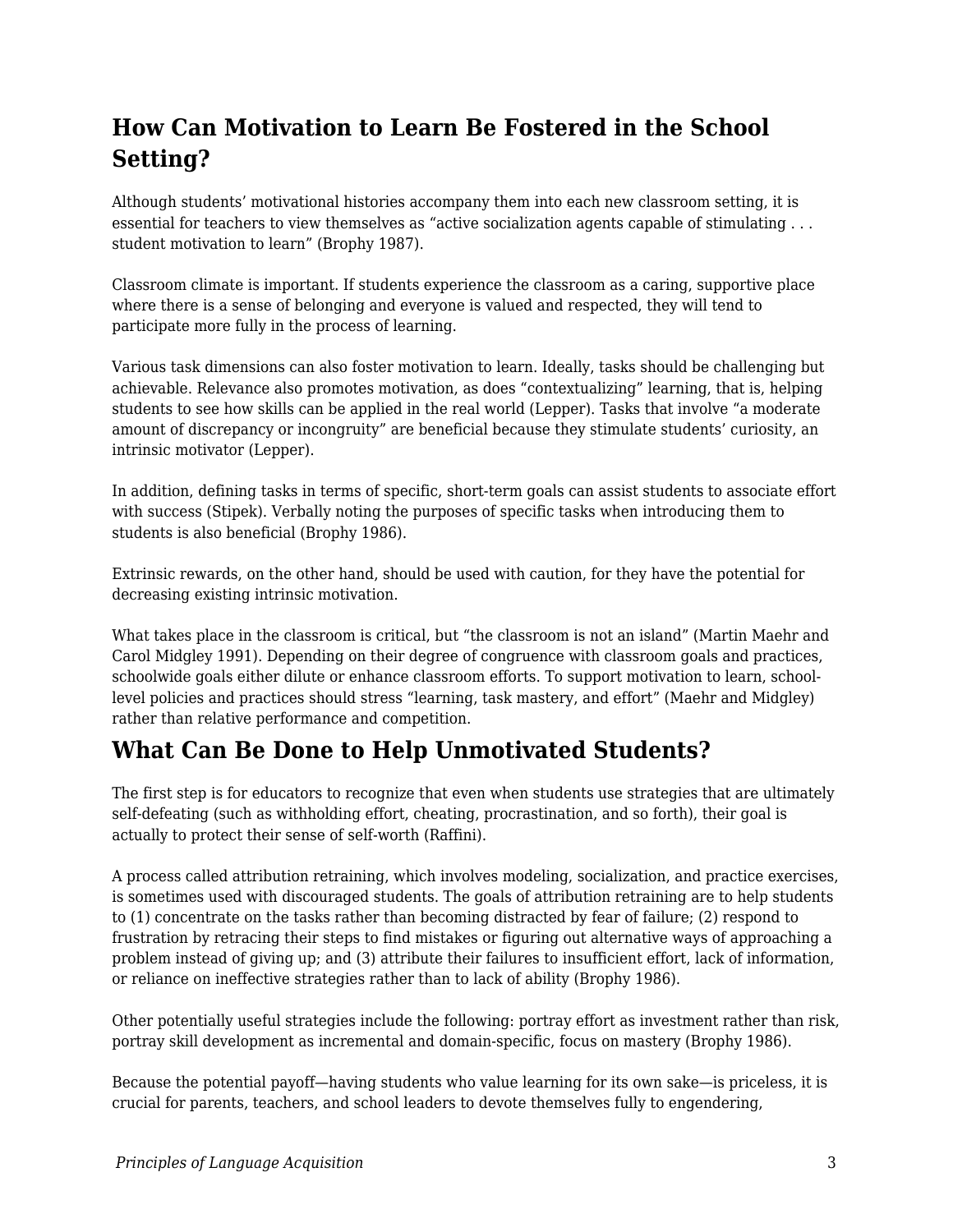## How Can Motivation to Learn Be Fostered in the School Setting?

Although students’ motivational histories accompany them into each new classroom setting, it is essential for teachers to view themselves as “active socialization agents capable of stimulating . . . student motivation to learn” (Brophy 1987).

Classroom climate is important. If students experience the classroom as a caring, supportive place where there is a sense of belonging and everyone is valued and respected, they will tend to participate more fully in the process of learning.

Various task dimensions can also foster motivation to learn. Ideally, tasks should be challenging but achievable. Relevance also promotes motivation, as does “contextualizing” learning, that is, helping students to see how skills can be applied in the real world (Lepper). Tasks that involve “a moderate amount of discrepancy or incongruity” are beneficial because they stimulate students’ curiosity, an intrinsic motivator (Lepper).

In addition, defining tasks in terms of specific, short-term goals can assist students to associate effort with success (Stipek). Verbally noting the purposes of specific tasks when introducing them to students is also beneficial (Brophy 1986).

Extrinsic rewards, on the other hand, should be used with caution, for they have the potential for decreasing existing intrinsic motivation.

What takes place in the classroom is critical, but “the classroom is not an island” (Martin Maehr and Carol Midgley 1991). Depending on their degree of congruence with classroom goals and practices, schoolwide goals either dilute or enhance classroom efforts. To support motivation to learn, school-level policies and practices should stress “learning, task mastery, and effort” (Maehr and Midgley) rather than relative performance and competition.

## What Can Be Done to Help Unmotivated Students?

The first step is for educators to recognize that even when students use strategies that are ultimately self-defeating (such as withholding effort, cheating, procrastination, and so forth), their goal is actually to protect their sense of self-worth (Raffini).

A process called attribution retraining, which involves modeling, socialization, and practice exercises, is sometimes used with discouraged students. The goals of attribution retraining are to help students to (1) concentrate on the tasks rather than becoming distracted by fear of failure; (2) respond to frustration by retracing their steps to find mistakes or figuring out alternative ways of approaching a problem instead of giving up; and (3) attribute their failures to insufficient effort, lack of information, or reliance on ineffective strategies rather than to lack of ability (Brophy 1986).

Other potentially useful strategies include the following: portray effort as investment rather than risk, portray skill development as incremental and domain-specific, focus on mastery (Brophy 1986).

Because the potential payoff—having students who value learning for its own sake—is priceless, it is crucial for parents, teachers, and school leaders to devote themselves fully to engendering,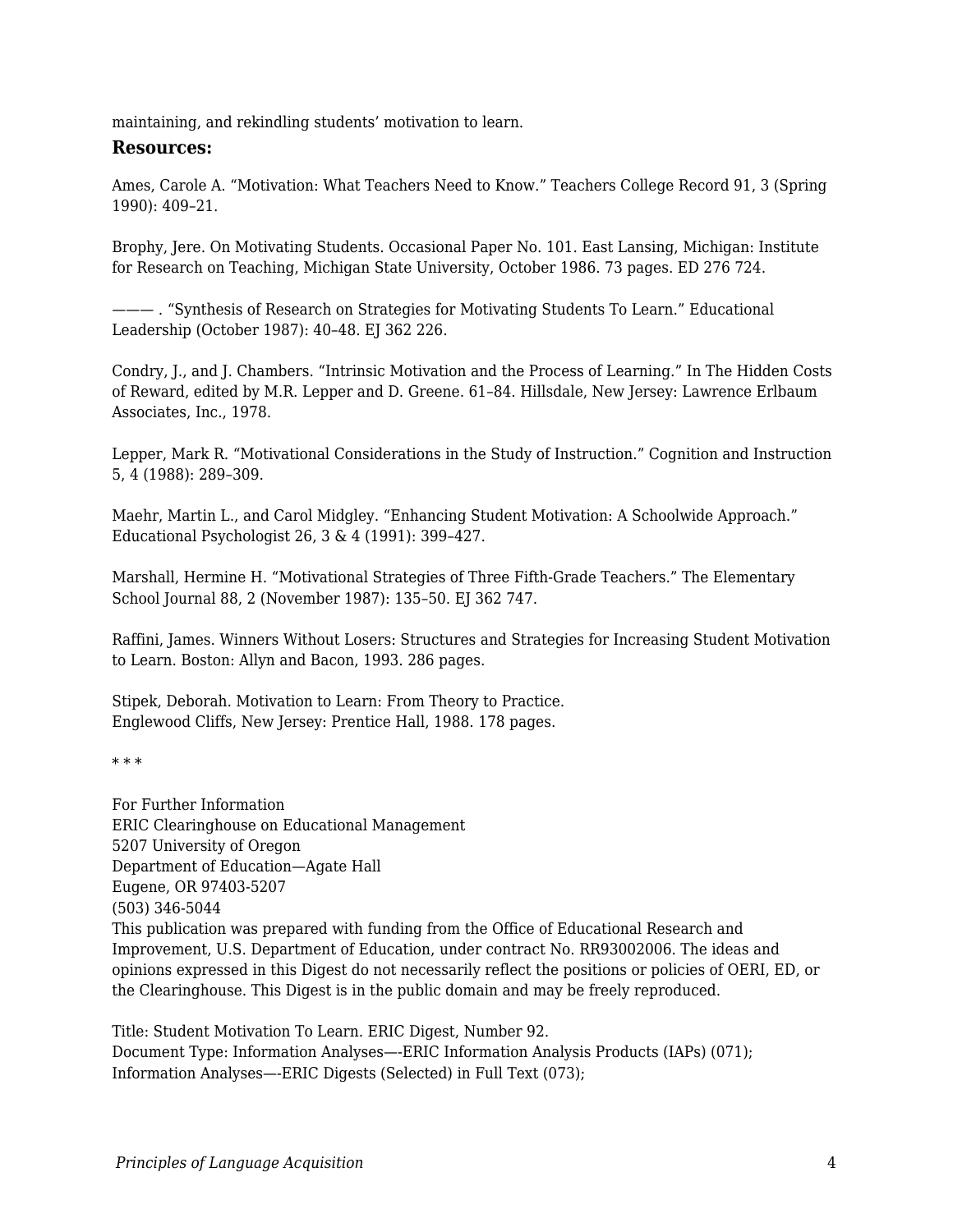maintaining, and rekindling students' motivation to learn.

### Resources:

Ames, Carole A. "Motivation: What Teachers Need to Know." Teachers College Record 91, 3 (Spring 1990): 409–21.

Brophy, Jere. On Motivating Students. Occasional Paper No. 101. East Lansing, Michigan: Institute for Research on Teaching, Michigan State University, October 1986. 73 pages. ED 276 724.

——— . "Synthesis of Research on Strategies for Motivating Students To Learn." Educational Leadership (October 1987): 40–48. EJ 362 226.

Condry, J., and J. Chambers. "Intrinsic Motivation and the Process of Learning." In The Hidden Costs of Reward, edited by M.R. Lepper and D. Greene. 61–84. Hillsdale, New Jersey: Lawrence Erlbaum Associates, Inc., 1978.

Lepper, Mark R. "Motivational Considerations in the Study of Instruction." Cognition and Instruction 5, 4 (1988): 289–309.

Maehr, Martin L., and Carol Midgley. "Enhancing Student Motivation: A Schoolwide Approach." Educational Psychologist 26, 3 & 4 (1991): 399–427.

Marshall, Hermine H. "Motivational Strategies of Three Fifth-Grade Teachers." The Elementary School Journal 88, 2 (November 1987): 135–50. EJ 362 747.

Raffini, James. Winners Without Losers: Structures and Strategies for Increasing Student Motivation to Learn. Boston: Allyn and Bacon, 1993. 286 pages.

Stipek, Deborah. Motivation to Learn: From Theory to Practice.
Englewood Cliffs, New Jersey: Prentice Hall, 1988. 178 pages.

* * *

For Further Information
ERIC Clearinghouse on Educational Management
5207 University of Oregon
Department of Education—Agate Hall
Eugene, OR 97403-5207
(503) 346-5044
This publication was prepared with funding from the Office of Educational Research and Improvement, U.S. Department of Education, under contract No. RR93002006. The ideas and opinions expressed in this Digest do not necessarily reflect the positions or policies of OERI, ED, or the Clearinghouse. This Digest is in the public domain and may be freely reproduced.

Title: Student Motivation To Learn. ERIC Digest, Number 92.
Document Type: Information Analyses—-ERIC Information Analysis Products (IAPs) (071); Information Analyses—-ERIC Digests (Selected) in Full Text (073);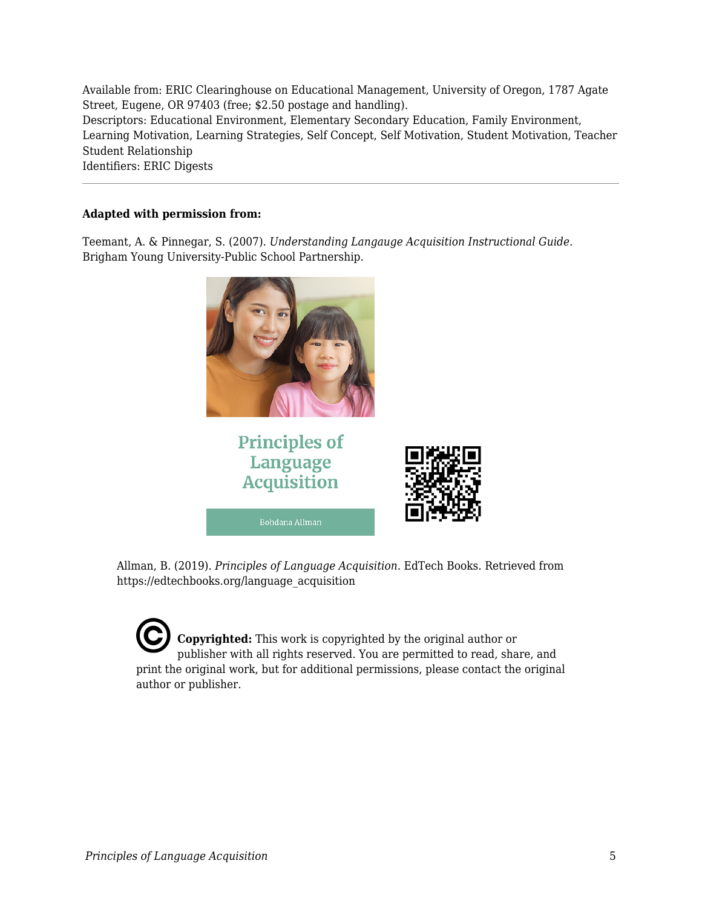Available from: ERIC Clearinghouse on Educational Management, University of Oregon, 1787 Agate Street, Eugene, OR 97403 (free; $2.50 postage and handling).
Descriptors: Educational Environment, Elementary Secondary Education, Family Environment, Learning Motivation, Learning Strategies, Self Concept, Self Motivation, Student Motivation, Teacher Student Relationship
Identifiers: ERIC Digests

---

**Adapted with permission from:**

Teemant, A. & Pinnegar, S. (2007). *Understanding Langauge Acquisition Instructional Guide.* Brigham Young University-Public School Partnership.

Principles of Language Acquisition

Bohdana Allman

Allman, B. (2019). *Principles of Language Acquisition*. EdTech Books. Retrieved from https://edtechbooks.org/language_acquisition

**Copyrighted:** This work is copyrighted by the original author or publisher with all rights reserved. You are permitted to read, share, and print the original work, but for additional permissions, please contact the original author or publisher.